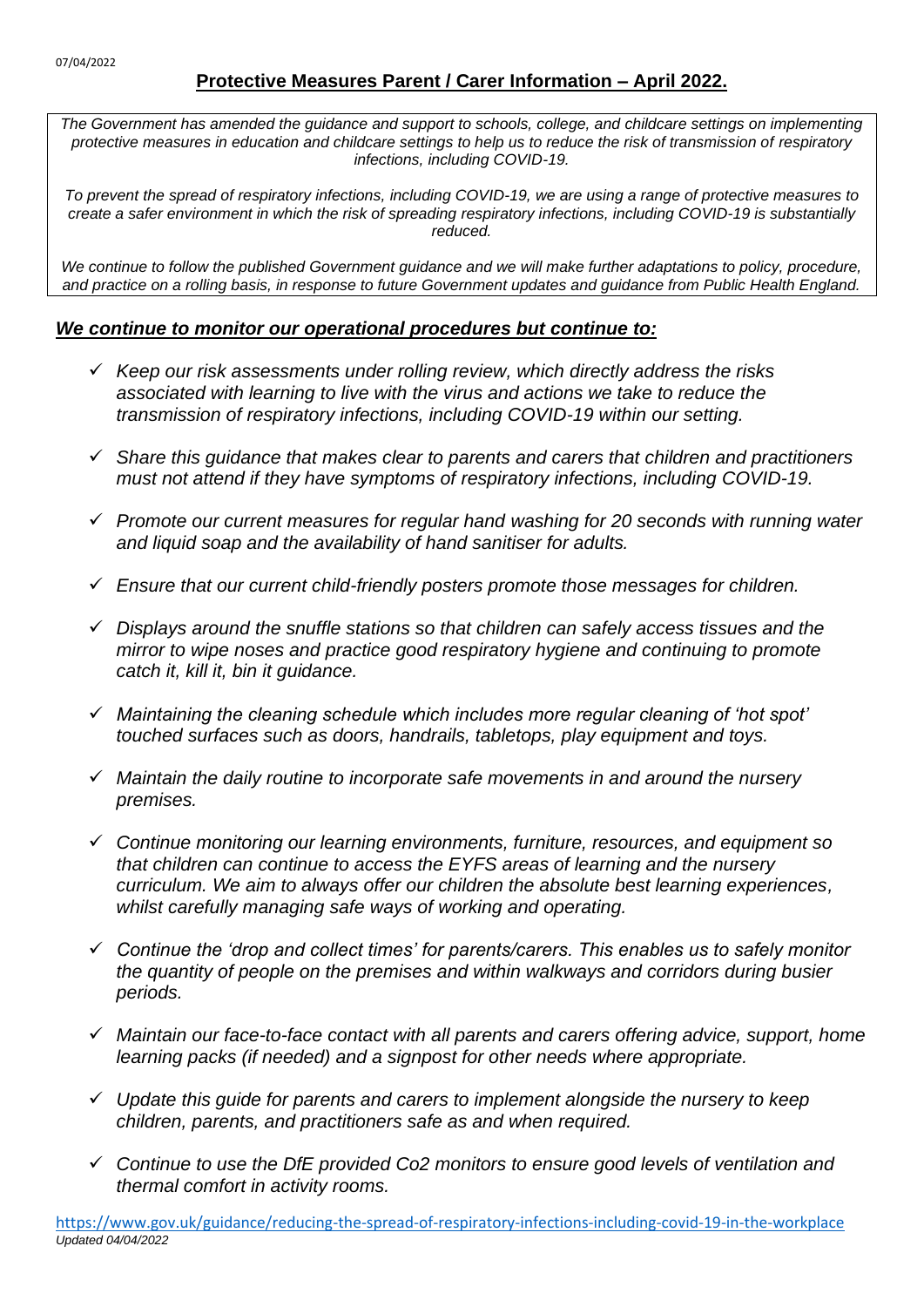07/04/2022

# Protective Measures Parent / Carer Information – April 2022.

*The Government has amended the guidance and support to schools, college, and childcare settings on implementing protective measures in education and childcare settings to help us to reduce the risk of transmission of respiratory infections, including COVID-19.*

*To prevent the spread of respiratory infections, including COVID-19, we are using a range of protective measures to create a safer environment in which the risk of spreading respiratory infections, including COVID-19 is substantially reduced.*

*We continue to follow the published Government guidance and we will make further adaptations to policy, procedure, and practice on a rolling basis, in response to future Government updates and guidance from Public Health England.*

## ***We continue to monitor our operational procedures but continue to:***

- ✓ *Keep our risk assessments under rolling review, which directly address the risks associated with learning to live with the virus and actions we take to reduce the transmission of respiratory infections, including COVID-19 within our setting.*
- ✓ *Share this guidance that makes clear to parents and carers that children and practitioners must not attend if they have symptoms of respiratory infections, including COVID-19.*
- ✓ *Promote our current measures for regular hand washing for 20 seconds with running water and liquid soap and the availability of hand sanitiser for adults.*
- ✓ *Ensure that our current child-friendly posters promote those messages for children.*
- ✓ *Displays around the snuffle stations so that children can safely access tissues and the mirror to wipe noses and practice good respiratory hygiene and continuing to promote catch it, kill it, bin it guidance.*
- ✓ *Maintaining the cleaning schedule which includes more regular cleaning of 'hot spot' touched surfaces such as doors, handrails, tabletops, play equipment and toys.*
- ✓ *Maintain the daily routine to incorporate safe movements in and around the nursery premises.*
- ✓ *Continue monitoring our learning environments, furniture, resources, and equipment so that children can continue to access the EYFS areas of learning and the nursery curriculum. We aim to always offer our children the absolute best learning experiences, whilst carefully managing safe ways of working and operating.*
- ✓ *Continue the 'drop and collect times' for parents/carers. This enables us to safely monitor the quantity of people on the premises and within walkways and corridors during busier periods.*
- ✓ *Maintain our face-to-face contact with all parents and carers offering advice, support, home learning packs (if needed) and a signpost for other needs where appropriate.*
- ✓ *Update this guide for parents and carers to implement alongside the nursery to keep children, parents, and practitioners safe as and when required.*
- ✓ *Continue to use the DfE provided Co2 monitors to ensure good levels of ventilation and thermal comfort in activity rooms.*

https://www.gov.uk/guidance/reducing-the-spread-of-respiratory-infections-including-covid-19-in-the-workplace

*Updated 04/04/2022*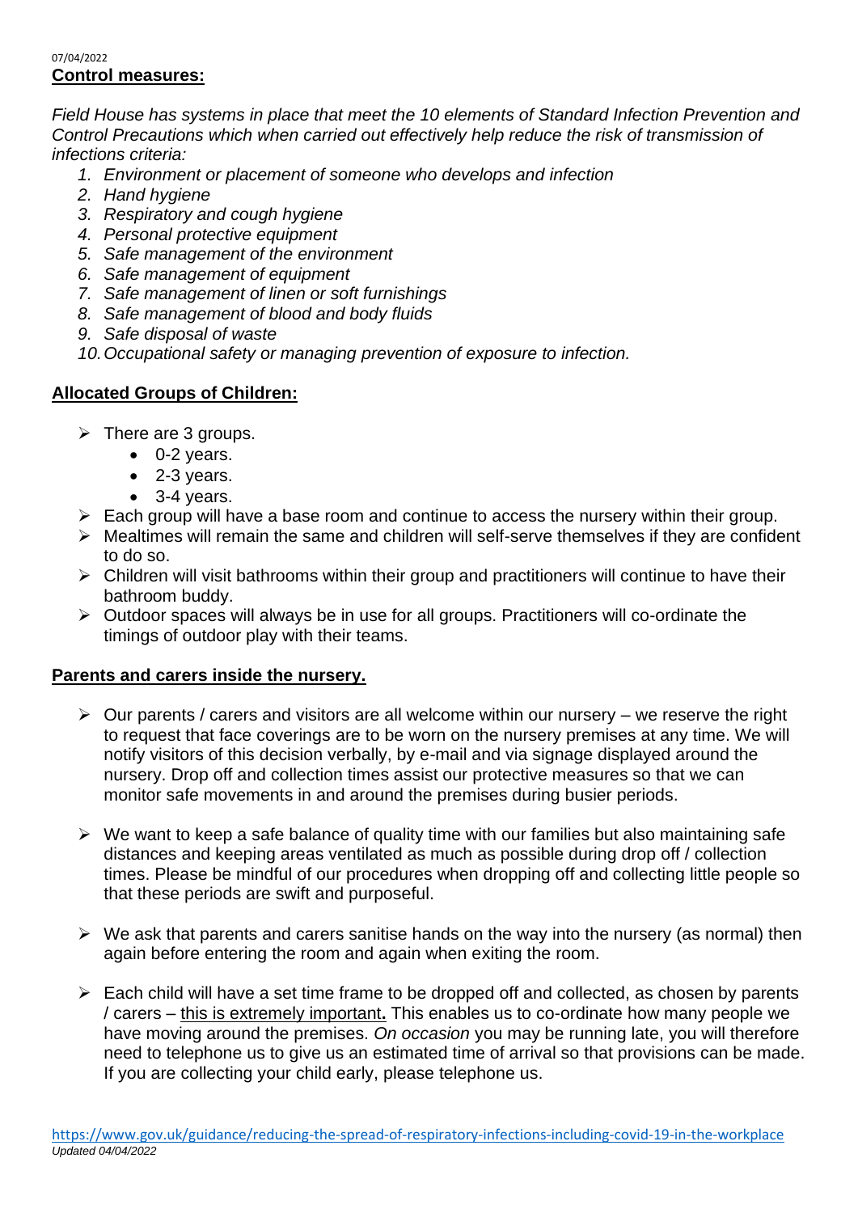07/04/2022

**Control measures:**

*Field House has systems in place that meet the 10 elements of Standard Infection Prevention and Control Precautions which when carried out effectively help reduce the risk of transmission of infections criteria:*

1. *Environment or placement of someone who develops and infection*
2. *Hand hygiene*
3. *Respiratory and cough hygiene*
4. *Personal protective equipment*
5. *Safe management of the environment*
6. *Safe management of equipment*
7. *Safe management of linen or soft furnishings*
8. *Safe management of blood and body fluids*
9. *Safe disposal of waste*
10. *Occupational safety or managing prevention of exposure to infection.*

**Allocated Groups of Children:**

- There are 3 groups.
  - 0-2 years.
  - 2-3 years.
  - 3-4 years.
- Each group will have a base room and continue to access the nursery within their group.
- Mealtimes will remain the same and children will self-serve themselves if they are confident to do so.
- Children will visit bathrooms within their group and practitioners will continue to have their bathroom buddy.
- Outdoor spaces will always be in use for all groups. Practitioners will co-ordinate the timings of outdoor play with their teams.

**Parents and carers inside the nursery.**

- Our parents / carers and visitors are all welcome within our nursery – we reserve the right to request that face coverings are to be worn on the nursery premises at any time. We will notify visitors of this decision verbally, by e-mail and via signage displayed around the nursery. Drop off and collection times assist our protective measures so that we can monitor safe movements in and around the premises during busier periods.

- We want to keep a safe balance of quality time with our families but also maintaining safe distances and keeping areas ventilated as much as possible during drop off / collection times. Please be mindful of our procedures when dropping off and collecting little people so that these periods are swift and purposeful.

- We ask that parents and carers sanitise hands on the way into the nursery (as normal) then again before entering the room and again when exiting the room.

- Each child will have a set time frame to be dropped off and collected, as chosen by parents / carers – <u>this is extremely important</u>**.** This enables us to co-ordinate how many people we have moving around the premises. *On occasion* you may be running late, you will therefore need to telephone us to give us an estimated time of arrival so that provisions can be made. If you are collecting your child early, please telephone us.

https://www.gov.uk/guidance/reducing-the-spread-of-respiratory-infections-including-covid-19-in-the-workplace
*Updated 04/04/2022*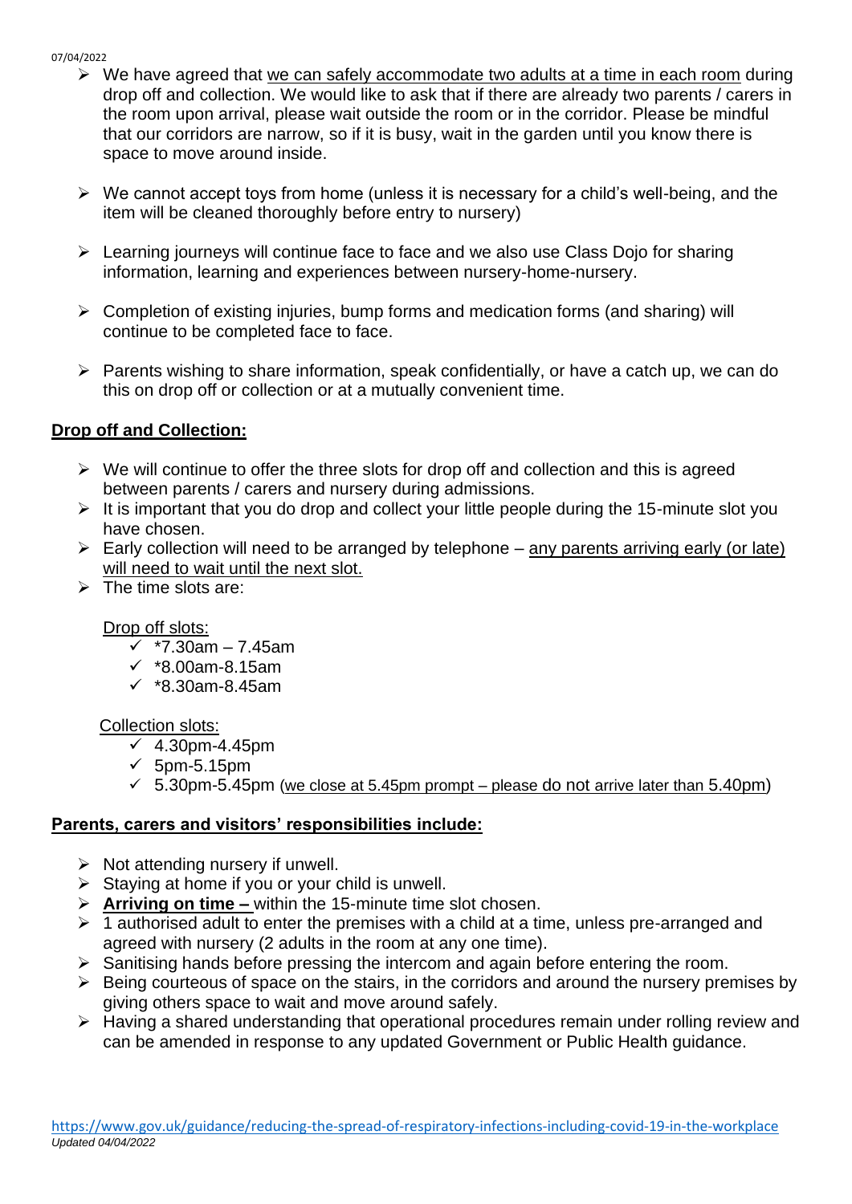- We have agreed that <u>we can safely accommodate two adults at a time in each room</u> during drop off and collection. We would like to ask that if there are already two parents / carers in the room upon arrival, please wait outside the room or in the corridor. Please be mindful that our corridors are narrow, so if it is busy, wait in the garden until you know there is space to move around inside.

- We cannot accept toys from home (unless it is necessary for a child's well-being, and the item will be cleaned thoroughly before entry to nursery)

- Learning journeys will continue face to face and we also use Class Dojo for sharing information, learning and experiences between nursery-home-nursery.

- Completion of existing injuries, bump forms and medication forms (and sharing) will continue to be completed face to face.

- Parents wishing to share information, speak confidentially, or have a catch up, we can do this on drop off or collection or at a mutually convenient time.

## **<u>Drop off and Collection:</u>**

- We will continue to offer the three slots for drop off and collection and this is agreed between parents / carers and nursery during admissions.
- It is important that you do drop and collect your little people during the 15-minute slot you have chosen.
- Early collection will need to be arranged by telephone – <u>any parents arriving early (or late) will need to wait until the next slot.</u>
- The time slots are:

  <u>Drop off slots:</u>
  - ✓ *7.30am – 7.45am
  - ✓ *8.00am-8.15am
  - ✓ *8.30am-8.45am

  <u>Collection slots:</u>
  - ✓ 4.30pm-4.45pm
  - ✓ 5pm-5.15pm
  - ✓ 5.30pm-5.45pm (<u>we close at 5.45pm prompt – please do not arrive later than 5.40pm</u>)

## **<u>Parents, carers and visitors' responsibilities include:</u>**

- Not attending nursery if unwell.
- Staying at home if you or your child is unwell.
- **<u>Arriving on time –</u>** within the 15-minute time slot chosen.
- 1 authorised adult to enter the premises with a child at a time, unless pre-arranged and agreed with nursery (2 adults in the room at any one time).
- Sanitising hands before pressing the intercom and again before entering the room.
- Being courteous of space on the stairs, in the corridors and around the nursery premises by giving others space to wait and move around safely.
- Having a shared understanding that operational procedures remain under rolling review and can be amended in response to any updated Government or Public Health guidance.

https://www.gov.uk/guidance/reducing-the-spread-of-respiratory-infections-including-covid-19-in-the-workplace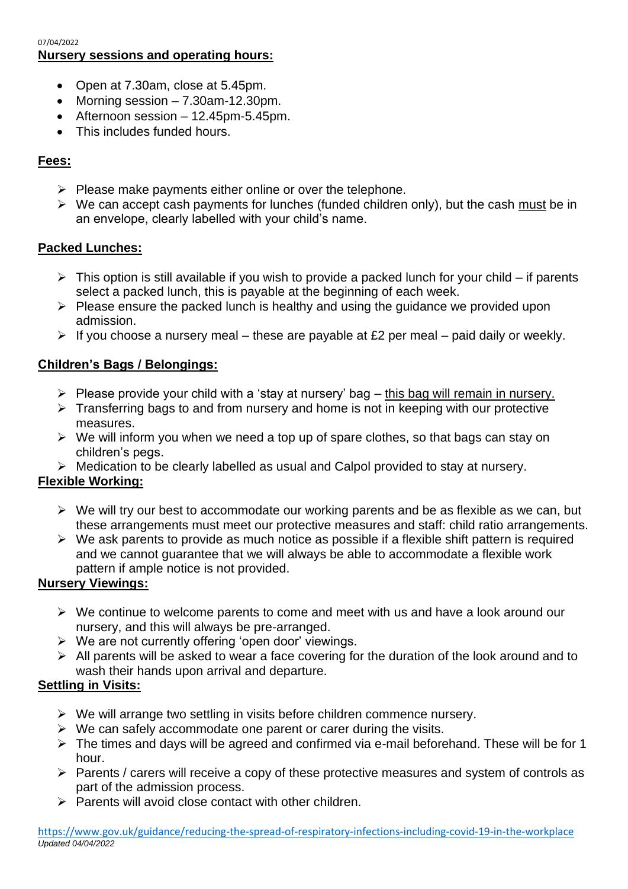**Nursery sessions and operating hours:**

- Open at 7.30am, close at 5.45pm.
- Morning session – 7.30am-12.30pm.
- Afternoon session – 12.45pm-5.45pm.
- This includes funded hours.

**Fees:**

- Please make payments either online or over the telephone.
- We can accept cash payments for lunches (funded children only), but the cash must be in an envelope, clearly labelled with your child's name.

**Packed Lunches:**

- This option is still available if you wish to provide a packed lunch for your child – if parents select a packed lunch, this is payable at the beginning of each week.
- Please ensure the packed lunch is healthy and using the guidance we provided upon admission.
- If you choose a nursery meal – these are payable at £2 per meal – paid daily or weekly.

**Children's Bags / Belongings:**

- Please provide your child with a 'stay at nursery' bag – this bag will remain in nursery.
- Transferring bags to and from nursery and home is not in keeping with our protective measures.
- We will inform you when we need a top up of spare clothes, so that bags can stay on children's pegs.
- Medication to be clearly labelled as usual and Calpol provided to stay at nursery.

**Flexible Working:**

- We will try our best to accommodate our working parents and be as flexible as we can, but these arrangements must meet our protective measures and staff: child ratio arrangements.
- We ask parents to provide as much notice as possible if a flexible shift pattern is required and we cannot guarantee that we will always be able to accommodate a flexible work pattern if ample notice is not provided.

**Nursery Viewings:**

- We continue to welcome parents to come and meet with us and have a look around our nursery, and this will always be pre-arranged.
- We are not currently offering 'open door' viewings.
- All parents will be asked to wear a face covering for the duration of the look around and to wash their hands upon arrival and departure.

**Settling in Visits:**

- We will arrange two settling in visits before children commence nursery.
- We can safely accommodate one parent or carer during the visits.
- The times and days will be agreed and confirmed via e-mail beforehand. These will be for 1 hour.
- Parents / carers will receive a copy of these protective measures and system of controls as part of the admission process.
- Parents will avoid close contact with other children.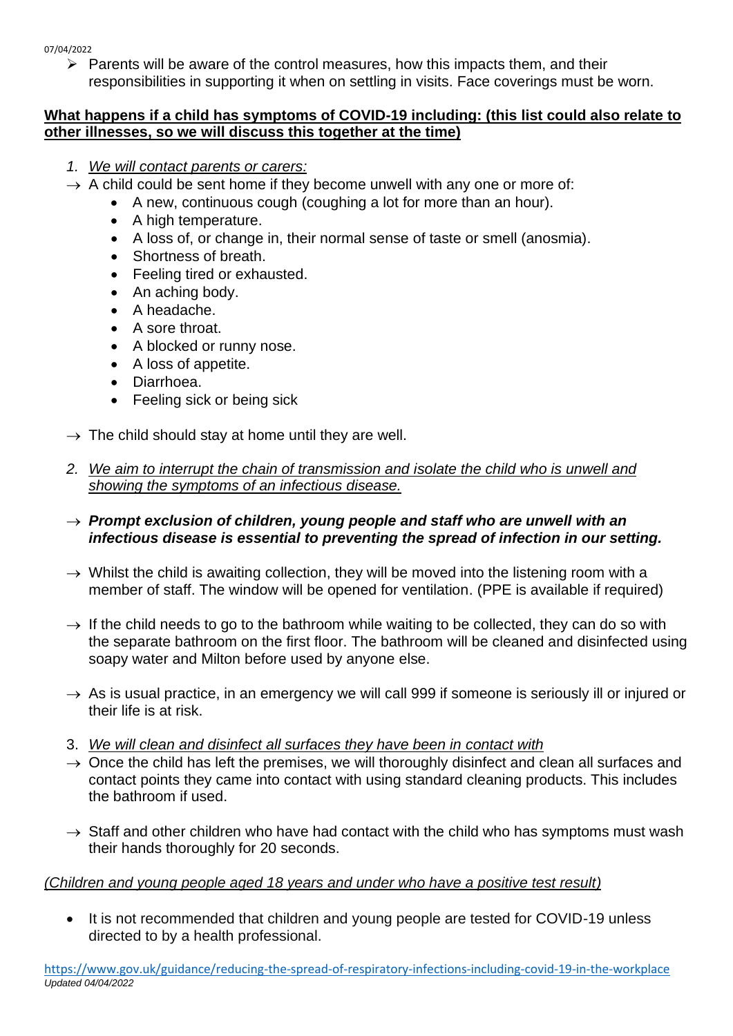- Parents will be aware of the control measures, how this impacts them, and their responsibilities in supporting it when on settling in visits. Face coverings must be worn.

**<u>What happens if a child has symptoms of COVID-19 including: (this list could also relate to other illnesses, so we will discuss this together at the time)</u>**

1. *<u>We will contact parents or carers:</u>*

→ A child could be sent home if they become unwell with any one or more of:

- A new, continuous cough (coughing a lot for more than an hour).
- A high temperature.
- A loss of, or change in, their normal sense of taste or smell (anosmia).
- Shortness of breath.
- Feeling tired or exhausted.
- An aching body.
- A headache.
- A sore throat.
- A blocked or runny nose.
- A loss of appetite.
- Diarrhoea.
- Feeling sick or being sick

→ The child should stay at home until they are well.

2. *<u>We aim to interrupt the chain of transmission and isolate the child who is unwell and showing the symptoms of an infectious disease.</u>*

→ ***Prompt exclusion of children, young people and staff who are unwell with an infectious disease is essential to preventing the spread of infection in our setting.***

→ Whilst the child is awaiting collection, they will be moved into the listening room with a member of staff. The window will be opened for ventilation. (PPE is available if required)

→ If the child needs to go to the bathroom while waiting to be collected, they can do so with the separate bathroom on the first floor. The bathroom will be cleaned and disinfected using soapy water and Milton before used by anyone else.

→ As is usual practice, in an emergency we will call 999 if someone is seriously ill or injured or their life is at risk.

3. *<u>We will clean and disinfect all surfaces they have been in contact with</u>*

→ Once the child has left the premises, we will thoroughly disinfect and clean all surfaces and contact points they came into contact with using standard cleaning products. This includes the bathroom if used.

→ Staff and other children who have had contact with the child who has symptoms must wash their hands thoroughly for 20 seconds.

*<u>(Children and young people aged 18 years and under who have a positive test result)</u>*

- It is not recommended that children and young people are tested for COVID-19 unless directed to by a health professional.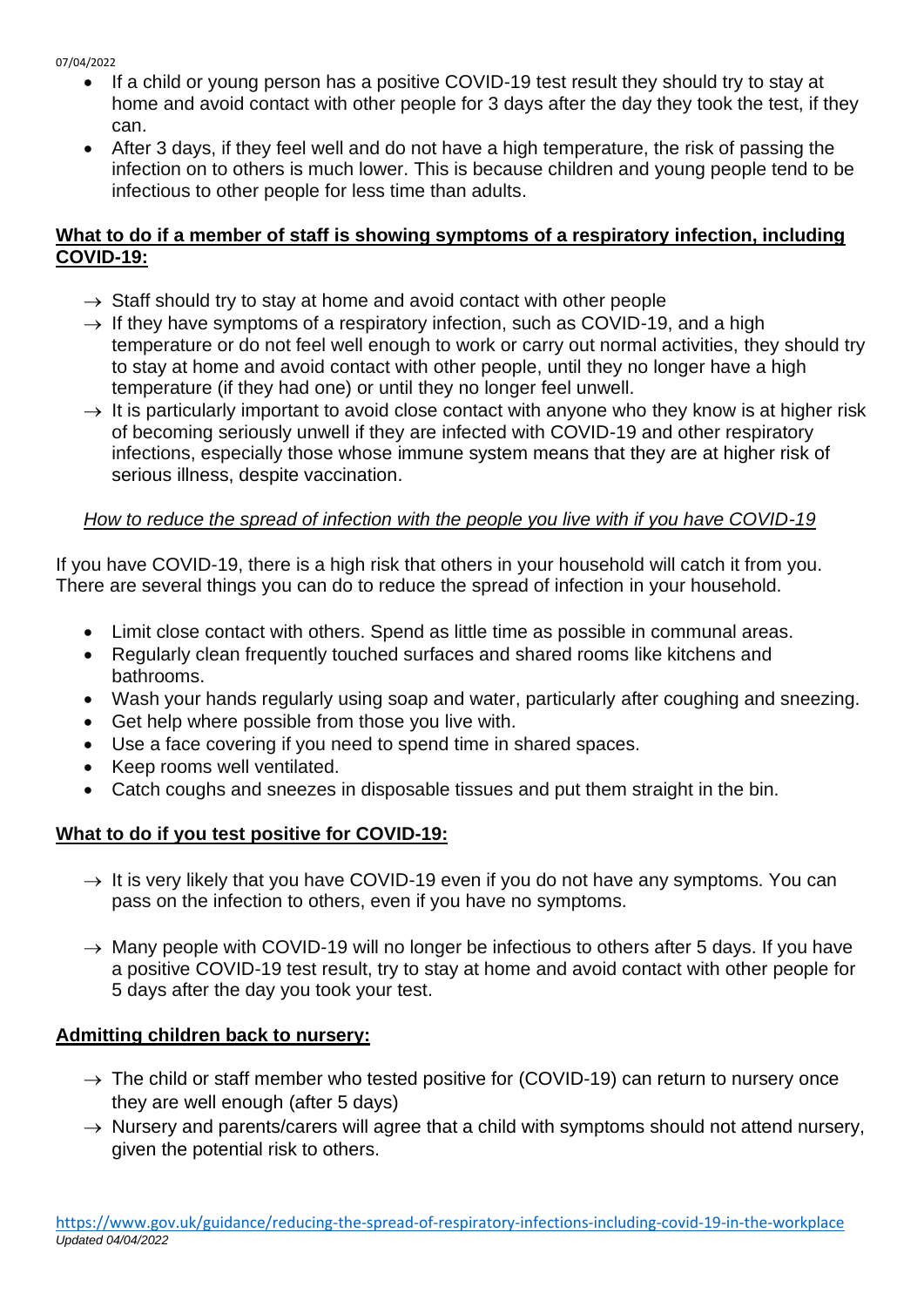- If a child or young person has a positive COVID-19 test result they should try to stay at home and avoid contact with other people for 3 days after the day they took the test, if they can.
- After 3 days, if they feel well and do not have a high temperature, the risk of passing the infection on to others is much lower. This is because children and young people tend to be infectious to other people for less time than adults.

**What to do if a member of staff is showing symptoms of a respiratory infection, including COVID-19:**

- → Staff should try to stay at home and avoid contact with other people
- → If they have symptoms of a respiratory infection, such as COVID-19, and a high temperature or do not feel well enough to work or carry out normal activities, they should try to stay at home and avoid contact with other people, until they no longer have a high temperature (if they had one) or until they no longer feel unwell.
- → It is particularly important to avoid close contact with anyone who they know is at higher risk of becoming seriously unwell if they are infected with COVID-19 and other respiratory infections, especially those whose immune system means that they are at higher risk of serious illness, despite vaccination.

*How to reduce the spread of infection with the people you live with if you have COVID-19*

If you have COVID-19, there is a high risk that others in your household will catch it from you. There are several things you can do to reduce the spread of infection in your household.

- Limit close contact with others. Spend as little time as possible in communal areas.
- Regularly clean frequently touched surfaces and shared rooms like kitchens and bathrooms.
- Wash your hands regularly using soap and water, particularly after coughing and sneezing.
- Get help where possible from those you live with.
- Use a face covering if you need to spend time in shared spaces.
- Keep rooms well ventilated.
- Catch coughs and sneezes in disposable tissues and put them straight in the bin.

**What to do if you test positive for COVID-19:**

- → It is very likely that you have COVID-19 even if you do not have any symptoms. You can pass on the infection to others, even if you have no symptoms.
- → Many people with COVID-19 will no longer be infectious to others after 5 days. If you have a positive COVID-19 test result, try to stay at home and avoid contact with other people for 5 days after the day you took your test.

**Admitting children back to nursery:**

- → The child or staff member who tested positive for (COVID-19) can return to nursery once they are well enough (after 5 days)
- → Nursery and parents/carers will agree that a child with symptoms should not attend nursery, given the potential risk to others.

https://www.gov.uk/guidance/reducing-the-spread-of-respiratory-infections-including-covid-19-in-the-workplace
*Updated 04/04/2022*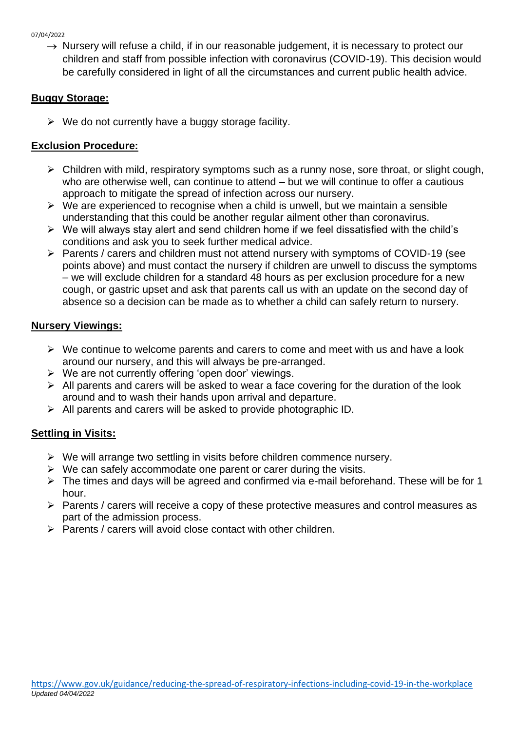- → Nursery will refuse a child, if in our reasonable judgement, it is necessary to protect our children and staff from possible infection with coronavirus (COVID-19). This decision would be carefully considered in light of all the circumstances and current public health advice.

**Buggy Storage:**

- We do not currently have a buggy storage facility.

**Exclusion Procedure:**

- Children with mild, respiratory symptoms such as a runny nose, sore throat, or slight cough, who are otherwise well, can continue to attend – but we will continue to offer a cautious approach to mitigate the spread of infection across our nursery.
- We are experienced to recognise when a child is unwell, but we maintain a sensible understanding that this could be another regular ailment other than coronavirus.
- We will always stay alert and send children home if we feel dissatisfied with the child's conditions and ask you to seek further medical advice.
- Parents / carers and children must not attend nursery with symptoms of COVID-19 (see points above) and must contact the nursery if children are unwell to discuss the symptoms – we will exclude children for a standard 48 hours as per exclusion procedure for a new cough, or gastric upset and ask that parents call us with an update on the second day of absence so a decision can be made as to whether a child can safely return to nursery.

**Nursery Viewings:**

- We continue to welcome parents and carers to come and meet with us and have a look around our nursery, and this will always be pre-arranged.
- We are not currently offering 'open door' viewings.
- All parents and carers will be asked to wear a face covering for the duration of the look around and to wash their hands upon arrival and departure.
- All parents and carers will be asked to provide photographic ID.

**Settling in Visits:**

- We will arrange two settling in visits before children commence nursery.
- We can safely accommodate one parent or carer during the visits.
- The times and days will be agreed and confirmed via e-mail beforehand. These will be for 1 hour.
- Parents / carers will receive a copy of these protective measures and control measures as part of the admission process.
- Parents / carers will avoid close contact with other children.

https://www.gov.uk/guidance/reducing-the-spread-of-respiratory-infections-including-covid-19-in-the-workplace
*Updated 04/04/2022*